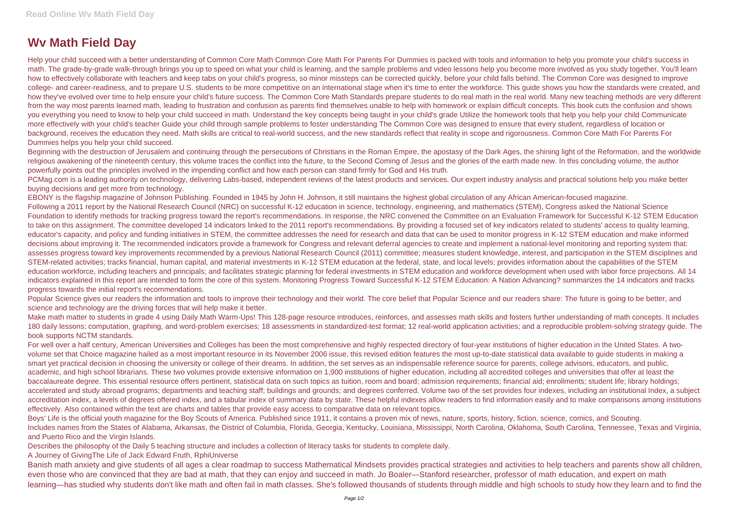# Wv Math Field Day

Help your child succeed with a better understanding of Common Core Math Common Core Math For Parents For Dummies is packed with tools and information to help you promote your child's success in math. The grade-by-grade walk-through brings you up to speed on what your child is learning, and the sample problems and video lessons help you become more involved as you study together. You'll learn how to effectively collaborate with teachers and keep tabs on your child's progress, so minor missteps can be corrected quickly, before your child falls behind. The Common Core was designed to improve college- and career-readiness, and to prepare U.S. students to be more competitive on an international stage when it's time to enter the workforce. This guide shows you how the standards were created, and how they've evolved over time to help ensure your child's future success. The Common Core Math Standards prepare students to do real math in the real world. Many new teaching methods are very different from the way most parents learned math, leading to frustration and confusion as parents find themselves unable to help with homework or explain difficult concepts. This book cuts the confusion and shows you everything you need to know to help your child succeed in math. Understand the key concepts being taught in your child's grade Utilize the homework tools that help you help your child Communicate more effectively with your child's teacher Guide your child through sample problems to foster understanding The Common Core was designed to ensure that every student, regardless of location or background, receives the education they need. Math skills are critical to real-world success, and the new standards reflect that reality in scope and rigorousness. Common Core Math For Parents For Dummies helps you help your child succeed.

Beginning with the destruction of Jerusalem and continuing through the persecutions of Christians in the Roman Empire, the apostasy of the Dark Ages, the shining light of the Reformation, and the worldwide religious awakening of the nineteenth century, this volume traces the conflict into the future, to the Second Coming of Jesus and the glories of the earth made new. In this concluding volume, the author powerfully points out the principles involved in the impending conflict and how each person can stand firmly for God and His truth.

PCMag.com is a leading authority on technology, delivering Labs-based, independent reviews of the latest products and services. Our expert industry analysis and practical solutions help you make better buying decisions and get more from technology.

EBONY is the flagship magazine of Johnson Publishing. Founded in 1945 by John H. Johnson, it still maintains the highest global circulation of any African American-focused magazine.

Following a 2011 report by the National Research Council (NRC) on successful K-12 education in science, technology, engineering, and mathematics (STEM), Congress asked the National Science Foundation to identify methods for tracking progress toward the report's recommendations. In response, the NRC convened the Committee on an Evaluation Framework for Successful K-12 STEM Education to take on this assignment. The committee developed 14 indicators linked to the 2011 report's recommendations. By providing a focused set of key indicators related to students' access to quality learning, educator's capacity, and policy and funding initiatives in STEM, the committee addresses the need for research and data that can be used to monitor progress in K-12 STEM education and make informed decisions about improving it. The recommended indicators provide a framework for Congress and relevant deferral agencies to create and implement a national-level monitoring and reporting system that: assesses progress toward key improvements recommended by a previous National Research Council (2011) committee; measures student knowledge, interest, and participation in the STEM disciplines and STEM-related activities; tracks financial, human capital, and material investments in K-12 STEM education at the federal, state, and local levels; provides information about the capabilities of the STEM education workforce, including teachers and principals; and facilitates strategic planning for federal investments in STEM education and workforce development when used with labor force projections. All 14 indicators explained in this report are intended to form the core of this system. Monitoring Progress Toward Successful K-12 STEM Education: A Nation Advancing? summarizes the 14 indicators and tracks progress towards the initial report's recommendations.

Popular Science gives our readers the information and tools to improve their technology and their world. The core belief that Popular Science and our readers share: The future is going to be better, and science and technology are the driving forces that will help make it better.

Make math matter to students in grade 4 using Daily Math Warm-Ups! This 128-page resource introduces, reinforces, and assesses math skills and fosters further understanding of math concepts. It includes 180 daily lessons; computation, graphing, and word-problem exercises; 18 assessments in standardized-test format; 12 real-world application activities; and a reproducible problem-solving strategy guide. The book supports NCTM standards.

For well over a half century, American Universities and Colleges has been the most comprehensive and highly respected directory of four-year institutions of higher education in the United States. A two-volume set that Choice magazine hailed as a most important resource in its November 2006 issue, this revised edition features the most up-to-date statistical data available to guide students in making a smart yet practical decision in choosing the university or college of their dreams. In addition, the set serves as an indispensable reference source for parents, college advisors, educators, and public, academic, and high school librarians. These two volumes provide extensive information on 1,900 institutions of higher education, including all accredited colleges and universities that offer at least the baccalaureate degree. This essential resource offers pertinent, statistical data on such topics as tuition, room and board; admission requirements; financial aid; enrollments; student life; library holdings; accelerated and study abroad programs; departments and teaching staff; buildings and grounds; and degrees conferred. Volume two of the set provides four indexes, including an institutional Index, a subject accreditation index, a levels of degrees offered index, and a tabular index of summary data by state. These helpful indexes allow readers to find information easily and to make comparisons among institutions effectively. Also contained within the text are charts and tables that provide easy access to comparative data on relevant topics.

Boys' Life is the official youth magazine for the Boy Scouts of America. Published since 1911, it contains a proven mix of news, nature, sports, history, fiction, science, comics, and Scouting.

Includes names from the States of Alabama, Arkansas, the District of Columbia, Florida, Georgia, Kentucky, Louisiana, Mississippi, North Carolina, Oklahoma, South Carolina, Tennessee, Texas and Virginia, and Puerto Rico and the Virgin Islands.

Describes the philosophy of the Daily 5 teaching structure and includes a collection of literacy tasks for students to complete daily.

A Journey of GivingThe Life of Jack Edward Fruth, RphiUniverse

Banish math anxiety and give students of all ages a clear roadmap to success Mathematical Mindsets provides practical strategies and activities to help teachers and parents show all children, even those who are convinced that they are bad at math, that they can enjoy and succeed in math. Jo Boaler—Stanford researcher, professor of math education, and expert on math learning—has studied why students don't like math and often fail in math classes. She's followed thousands of students through middle and high schools to study how they learn and to find the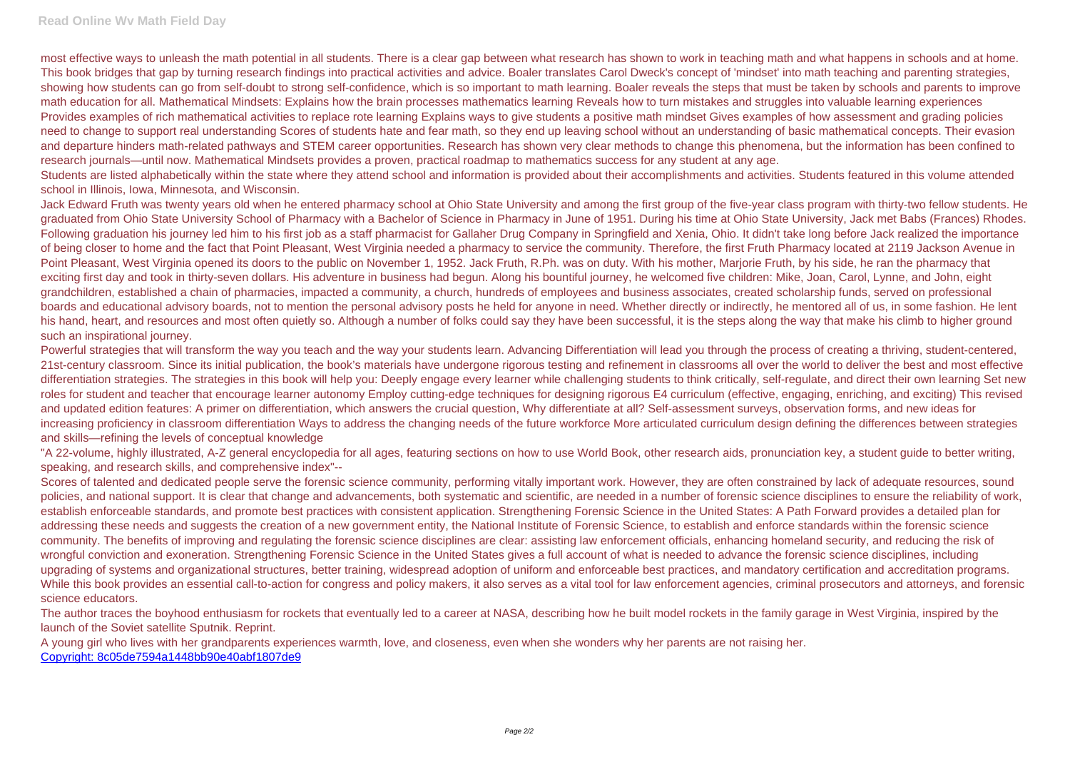most effective ways to unleash the math potential in all students. There is a clear gap between what research has shown to work in teaching math and what happens in schools and at home. This book bridges that gap by turning research findings into practical activities and advice. Boaler translates Carol Dweck's concept of 'mindset' into math teaching and parenting strategies, showing how students can go from self-doubt to strong self-confidence, which is so important to math learning. Boaler reveals the steps that must be taken by schools and parents to improve math education for all. Mathematical Mindsets: Explains how the brain processes mathematics learning Reveals how to turn mistakes and struggles into valuable learning experiences Provides examples of rich mathematical activities to replace rote learning Explains ways to give students a positive math mindset Gives examples of how assessment and grading policies need to change to support real understanding Scores of students hate and fear math, so they end up leaving school without an understanding of basic mathematical concepts. Their evasion and departure hinders math-related pathways and STEM career opportunities. Research has shown very clear methods to change this phenomena, but the information has been confined to research journals—until now. Mathematical Mindsets provides a proven, practical roadmap to mathematics success for any student at any age.

Students are listed alphabetically within the state where they attend school and information is provided about their accomplishments and activities. Students featured in this volume attended school in Illinois, Iowa, Minnesota, and Wisconsin.

Jack Edward Fruth was twenty years old when he entered pharmacy school at Ohio State University and among the first group of the five-year class program with thirty-two fellow students. He graduated from Ohio State University School of Pharmacy with a Bachelor of Science in Pharmacy in June of 1951. During his time at Ohio State University, Jack met Babs (Frances) Rhodes. Following graduation his journey led him to his first job as a staff pharmacist for Gallaher Drug Company in Springfield and Xenia, Ohio. It didn't take long before Jack realized the importance of being closer to home and the fact that Point Pleasant, West Virginia needed a pharmacy to service the community. Therefore, the first Fruth Pharmacy located at 2119 Jackson Avenue in Point Pleasant, West Virginia opened its doors to the public on November 1, 1952. Jack Fruth, R.Ph. was on duty. With his mother, Marjorie Fruth, by his side, he ran the pharmacy that exciting first day and took in thirty-seven dollars. His adventure in business had begun. Along his bountiful journey, he welcomed five children: Mike, Joan, Carol, Lynne, and John, eight grandchildren, established a chain of pharmacies, impacted a community, a church, hundreds of employees and business associates, created scholarship funds, served on professional boards and educational advisory boards, not to mention the personal advisory posts he held for anyone in need. Whether directly or indirectly, he mentored all of us, in some fashion. He lent his hand, heart, and resources and most often quietly so. Although a number of folks could say they have been successful, it is the steps along the way that make his climb to higher ground such an inspirational journey.

Powerful strategies that will transform the way you teach and the way your students learn. Advancing Differentiation will lead you through the process of creating a thriving, student-centered, 21st-century classroom. Since its initial publication, the book's materials have undergone rigorous testing and refinement in classrooms all over the world to deliver the best and most effective differentiation strategies. The strategies in this book will help you: Deeply engage every learner while challenging students to think critically, self-regulate, and direct their own learning Set new roles for student and teacher that encourage learner autonomy Employ cutting-edge techniques for designing rigorous E4 curriculum (effective, engaging, enriching, and exciting) This revised and updated edition features: A primer on differentiation, which answers the crucial question, Why differentiate at all? Self-assessment surveys, observation forms, and new ideas for increasing proficiency in classroom differentiation Ways to address the changing needs of the future workforce More articulated curriculum design defining the differences between strategies and skills—refining the levels of conceptual knowledge

"A 22-volume, highly illustrated, A-Z general encyclopedia for all ages, featuring sections on how to use World Book, other research aids, pronunciation key, a student guide to better writing, speaking, and research skills, and comprehensive index"--

Scores of talented and dedicated people serve the forensic science community, performing vitally important work. However, they are often constrained by lack of adequate resources, sound policies, and national support. It is clear that change and advancements, both systematic and scientific, are needed in a number of forensic science disciplines to ensure the reliability of work, establish enforceable standards, and promote best practices with consistent application. Strengthening Forensic Science in the United States: A Path Forward provides a detailed plan for addressing these needs and suggests the creation of a new government entity, the National Institute of Forensic Science, to establish and enforce standards within the forensic science community. The benefits of improving and regulating the forensic science disciplines are clear: assisting law enforcement officials, enhancing homeland security, and reducing the risk of wrongful conviction and exoneration. Strengthening Forensic Science in the United States gives a full account of what is needed to advance the forensic science disciplines, including upgrading of systems and organizational structures, better training, widespread adoption of uniform and enforceable best practices, and mandatory certification and accreditation programs. While this book provides an essential call-to-action for congress and policy makers, it also serves as a vital tool for law enforcement agencies, criminal prosecutors and attorneys, and forensic science educators.

The author traces the boyhood enthusiasm for rockets that eventually led to a career at NASA, describing how he built model rockets in the family garage in West Virginia, inspired by the launch of the Soviet satellite Sputnik. Reprint.

A young girl who lives with her grandparents experiences warmth, love, and closeness, even when she wonders why her parents are not raising her.

Copyright: 8c05de7594a1448bb90e40abf1807de9